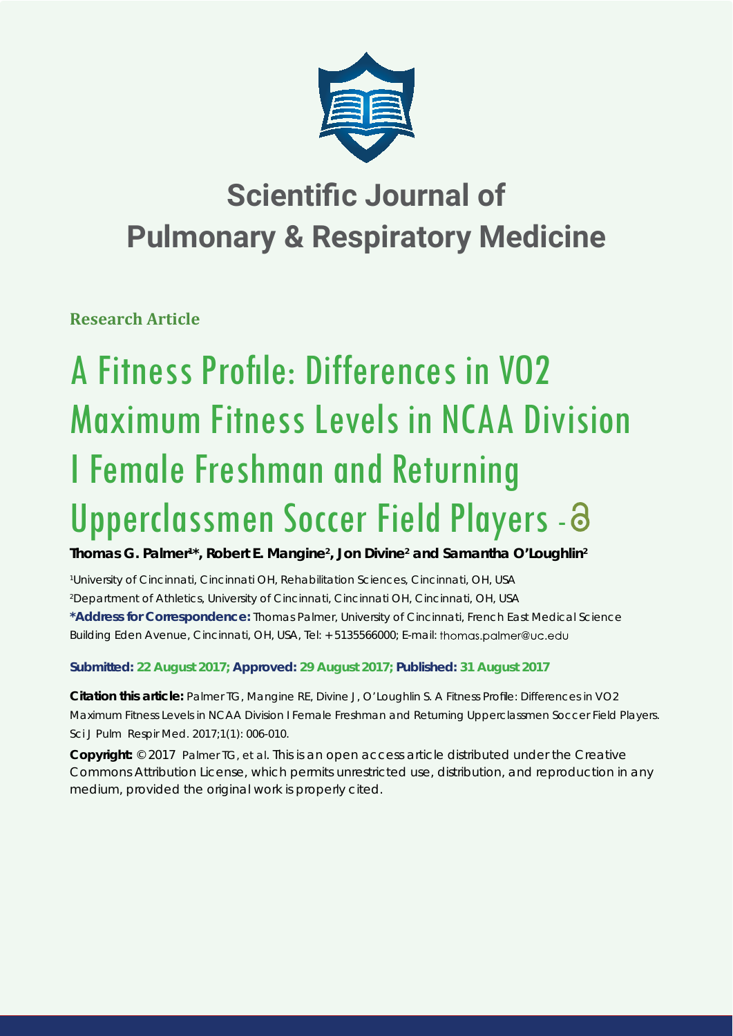# Scientific Journal of Pulmonary & Respiratory Medicine

**Research Article**

# A Fitness Profile: Differences in VO2 Maximum Fitness Levels in NCAA Division I Female Freshman and Returning Upperclassmen Soccer Field Players - 

**Thomas G. Palmer[1]*, Robert E. Mangine[2], Jon Divine[2] and Samantha O'Loughlin[2]**

[1]University of Cincinnati, Cincinnati OH, Rehabilitation Sciences, Cincinnati, OH, USA
[2]Department of Athletics, University of Cincinnati, Cincinnati OH, Cincinnati, OH, USA

***Address for Correspondence:** Thomas Palmer, University of Cincinnati, French East Medical Science Building Eden Avenue, Cincinnati, OH, USA, Tel: +5135566000; E-mail: thomas.palmer@uc.edu

**Submitted: 22 August 2017; Approved: 29 August 2017; Published: 31 August 2017**

**Citation this article:** Palmer TG, Mangine RE, Divine J, O'Loughlin S. A Fitness Profile: Differences in VO2 Maximum Fitness Levels in NCAA Division I Female Freshman and Returning Upperclassmen Soccer Field Players. Sci J Pulm Respir Med. 2017;1(1): 006-010.

**Copyright:** © 2017 Palmer TG, et al. This is an open access article distributed under the Creative Commons Attribution License, which permits unrestricted use, distribution, and reproduction in any medium, provided the original work is properly cited.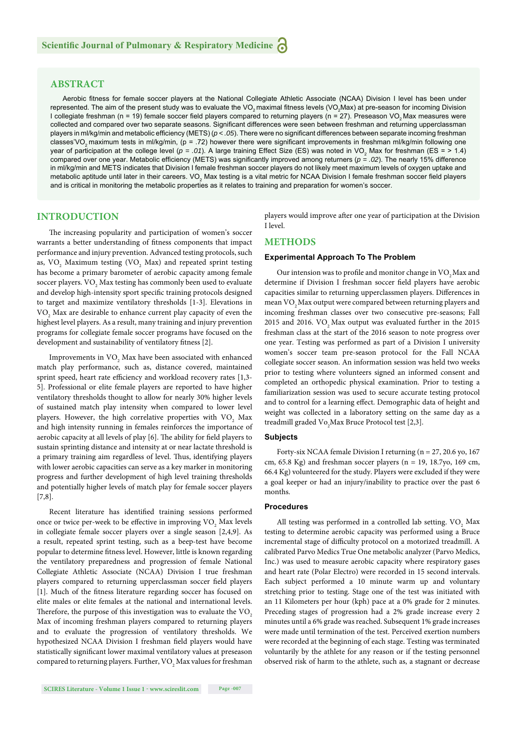## ABSTRACT

Aerobic fitness for female soccer players at the National Collegiate Athletic Associate (NCAA) Division I level has been under represented. The aim of the present study was to evaluate the $VO_2$ maximal fitness levels ($VO_2$Max) at pre-season for incoming Division I collegiate freshman (n = 19) female soccer field players compared to returning players (n = 27). Preseason $VO_2$ Max measures were collected and compared over two separate seasons. Significant differences were seen between freshman and returning upperclassman players in ml/kg/min and metabolic efficiency (METS) ($p < .05$). There were no significant differences between separate incoming freshman classes'$VO_2$ maximum tests in ml/kg/min, ($p = .72$) however there were significant improvements in freshman ml/kg/min following one year of participation at the college level ($p = .01$). A large training Effect Size (ES) was noted in $VO_2$ Max for freshman (ES = > 1.4) compared over one year. Metabolic efficiency (METS) was significantly improved among returners ($p = .02$). The nearly 15% difference in ml/kg/min and METS indicates that Division I female freshman soccer players do not likely meet maximum levels of oxygen uptake and metabolic aptitude until later in their careers. $VO_2$ Max testing is a vital metric for NCAA Division I female freshman soccer field players and is critical in monitoring the metabolic properties as it relates to training and preparation for women's soccer.

## INTRODUCTION

The increasing popularity and participation of women's soccer warrants a better understanding of fitness components that impact performance and injury prevention. Advanced testing protocols, such as, $VO_2$ Maximum testing ($VO_2$ Max) and repeated sprint testing has become a primary barometer of aerobic capacity among female soccer players. $VO_2$ Max testing has commonly been used to evaluate and develop high-intensity sport specific training protocols designed to target and maximize ventilatory thresholds [1-3]. Elevations in $VO_2$ Max are desirable to enhance current play capacity of even the highest level players. As a result, many training and injury prevention programs for collegiate female soccer programs have focused on the development and sustainability of ventilatory fitness [2].

Improvements in $VO_2$ Max have been associated with enhanced match play performance, such as, distance covered, maintained sprint speed, heart rate efficiency and workload recovery rates [1,3-5]. Professional or elite female players are reported to have higher ventilatory thresholds thought to allow for nearly 30% higher levels of sustained match play intensity when compared to lower level players. However, the high correlative properties with $VO_2$ Max and high intensity running in females reinforces the importance of aerobic capacity at all levels of play [6]. The ability for field players to sustain sprinting distance and intensity at or near lactate threshold is a primary training aim regardless of level. Thus, identifying players with lower aerobic capacities can serve as a key marker in monitoring progress and further development of high level training thresholds and potentially higher levels of match play for female soccer players [7,8].

Recent literature has identified training sessions performed once or twice per-week to be effective in improving $VO_2$ Max levels in collegiate female soccer players over a single season [2,4,9]. As a result, repeated sprint testing, such as a beep-test have become popular to determine fitness level. However, little is known regarding the ventilatory preparedness and progression of female National Collegiate Athletic Associate (NCAA) Division I true freshman players compared to returning upperclassman soccer field players [1]. Much of the fitness literature regarding soccer has focused on elite males or elite females at the national and international levels. Therefore, the purpose of this investigation was to evaluate the $VO_2$ Max of incoming freshman players compared to returning players and to evaluate the progression of ventilatory thresholds. We hypothesized NCAA Division I freshman field players would have statistically significant lower maximal ventilatory values at preseason compared to returning players. Further, $VO_2$ Max values for freshman players would improve after one year of participation at the Division I level.

## METHODS

### Experimental Approach To The Problem

Our intension was to profile and monitor change in $VO_2$Max and determine if Division I freshman soccer field players have aerobic capacities similar to returning upperclassmen players. Differences in mean $VO_2$Max output were compared between returning players and incoming freshman classes over two consecutive pre-seasons; Fall 2015 and 2016. $VO_2$Max output was evaluated further in the 2015 freshman class at the start of the 2016 season to note progress over one year. Testing was performed as part of a Division I university women's soccer team pre-season protocol for the Fall NCAA collegiate soccer season. An information session was held two weeks prior to testing where volunteers signed an informed consent and completed an orthopedic physical examination. Prior to testing a familiarization session was used to secure accurate testing protocol and to control for a learning effect. Demographic data of height and weight was collected in a laboratory setting on the same day as a treadmill graded $Vo_2$Max Bruce Protocol test [2,3].

### Subjects

Forty-six NCAA female Division I returning (n = 27, 20.6 yo, 167 cm, 65.8 Kg) and freshman soccer players (n = 19, 18.7yo, 169 cm, 66.4 Kg) volunteered for the study. Players were excluded if they were a goal keeper or had an injury/inability to practice over the past 6 months.

### Procedures

All testing was performed in a controlled lab setting. $VO_2$ Max testing to determine aerobic capacity was performed using a Bruce incremental stage of difficulty protocol on a motorized treadmill. A calibrated Parvo Medics True One metabolic analyzer (Parvo Medics, Inc.) was used to measure aerobic capacity where respiratory gases and heart rate (Polar Electro) were recorded in 15 second intervals. Each subject performed a 10 minute warm up and voluntary stretching prior to testing. Stage one of the test was initiated with an 11 Kilometers per hour (kph) pace at a 0% grade for 2 minutes. Preceding stages of progression had a 2% grade increase every 2 minutes until a 6% grade was reached. Subsequent 1% grade increases were made until termination of the test. Perceived exertion numbers were recorded at the beginning of each stage. Testing was terminated voluntarily by the athlete for any reason or if the testing personnel observed risk of harm to the athlete, such as, a stagnant or decrease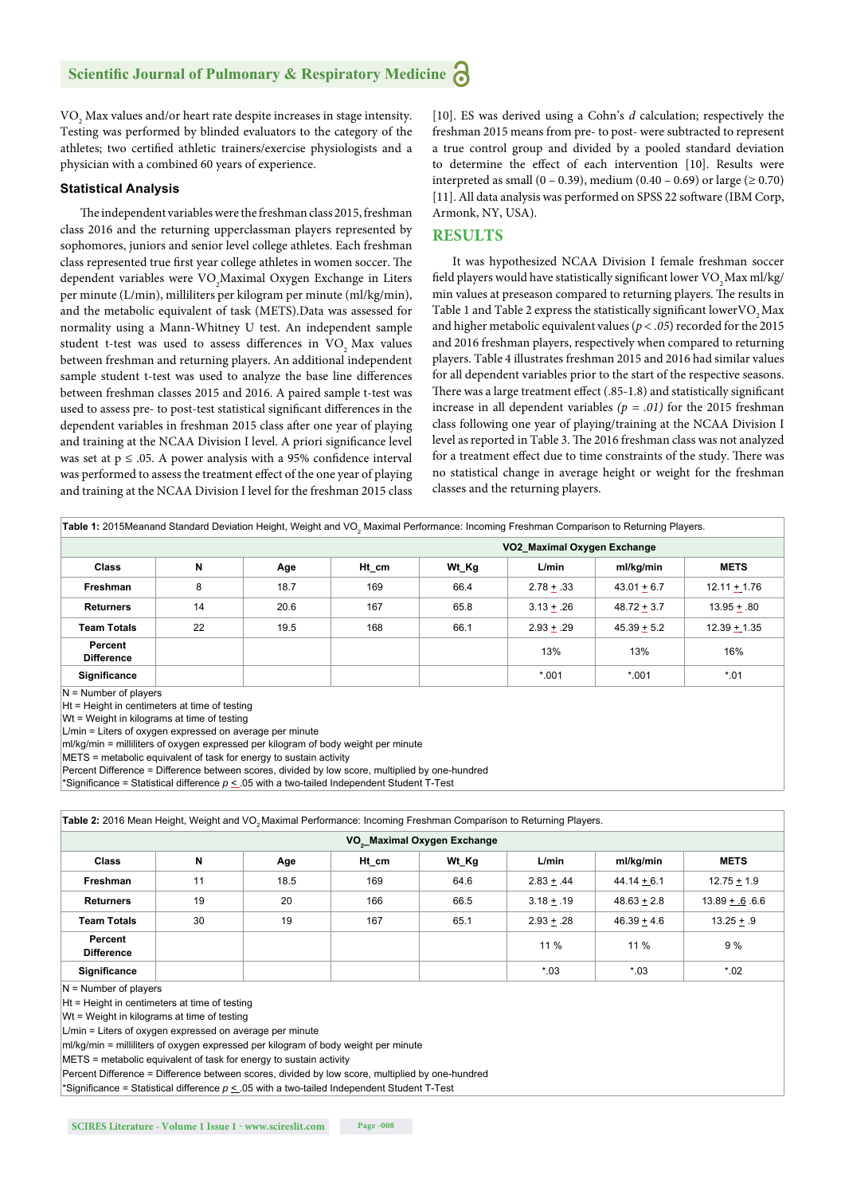$VO_2$ Max values and/or heart rate despite increases in stage intensity. Testing was performed by blinded evaluators to the category of the athletes; two certified athletic trainers/exercise physiologists and a physician with a combined 60 years of experience.

### Statistical Analysis

The independent variables were the freshman class 2015, freshman class 2016 and the returning upperclassman players represented by sophomores, juniors and senior level college athletes. Each freshman class represented true first year college athletes in women soccer. The dependent variables were $VO_2$Maximal Oxygen Exchange in Liters per minute (L/min), milliliters per kilogram per minute (ml/kg/min), and the metabolic equivalent of task (METS).Data was assessed for normality using a Mann-Whitney U test. An independent sample student t-test was used to assess differences in $VO_2$ Max values between freshman and returning players. An additional independent sample student t-test was used to analyze the base line differences between freshman classes 2015 and 2016. A paired sample t-test was used to assess pre- to post-test statistical significant differences in the dependent variables in freshman 2015 class after one year of playing and training at the NCAA Division I level. A priori significance level was set at $p \leq .05$. A power analysis with a 95% confidence interval was performed to assess the treatment effect of the one year of playing and training at the NCAA Division I level for the freshman 2015 class [10]. ES was derived using a Cohn's *d* calculation; respectively the freshman 2015 means from pre- to post- were subtracted to represent a true control group and divided by a pooled standard deviation to determine the effect of each intervention [10]. Results were interpreted as small (0 – 0.39), medium (0.40 – 0.69) or large (≥ 0.70) [11]. All data analysis was performed on SPSS 22 software (IBM Corp, Armonk, NY, USA).

## RESULTS

It was hypothesized NCAA Division I female freshman soccer field players would have statistically significant lower $VO_2$ Max ml/kg/min values at preseason compared to returning players. The results in Table 1 and Table 2 express the statistically significant lower$VO_2$ Max and higher metabolic equivalent values ($p < .05$) recorded for the 2015 and 2016 freshman players, respectively when compared to returning players. Table 4 illustrates freshman 2015 and 2016 had similar values for all dependent variables prior to the start of the respective seasons. There was a large treatment effect (.85-1.8) and statistically significant increase in all dependent variables ($p = .01$) for the 2015 freshman class following one year of playing/training at the NCAA Division I level as reported in Table 3. The 2016 freshman class was not analyzed for a treatment effect due to time constraints of the study. There was no statistical change in average height or weight for the freshman classes and the returning players.

**Table 1:** 2015Meanand Standard Deviation Height, Weight and $VO_2$ Maximal Performance: Incoming Freshman Comparison to Returning Players.

| | | | | | VO2_Maximal Oxygen Exchange | | |
|---|---|---|---|---|---|---|---|
| **Class** | **N** | **Age** | **Ht_cm** | **Wt_Kg** | **L/min** | **ml/kg/min** | **METS** |
| **Freshman** | 8 | 18.7 | 169 | 66.4 | 2.78 ± .33 | 43.01 ± 6.7 | 12.11 ± 1.76 |
| **Returners** | 14 | 20.6 | 167 | 65.8 | 3.13 ± .26 | 48.72 ± 3.7 | 13.95 ± .80 |
| **Team Totals** | 22 | 19.5 | 168 | 66.1 | 2.93 ± .29 | 45.39 ± 5.2 | 12.39 ± 1.35 |
| **Percent Difference** | | | | | 13% | 13% | 16% |
| **Significance** | | | | | *.001 | *.001 | *.01 |

N = Number of players
Ht = Height in centimeters at time of testing
Wt = Weight in kilograms at time of testing
L/min = Liters of oxygen expressed on average per minute
ml/kg/min = milliliters of oxygen expressed per kilogram of body weight per minute
METS = metabolic equivalent of task for energy to sustain activity
Percent Difference = Difference between scores, divided by low score, multiplied by one-hundred
*Significance = Statistical difference $p \leq .05$ with a two-tailed Independent Student T-Test

**Table 2:** 2016 Mean Height, Weight and $VO_2$ Maximal Performance: Incoming Freshman Comparison to Returning Players.

| | | | | VO₂_Maximal Oxygen Exchange | | | |
|---|---|---|---|---|---|---|---|
| **Class** | **N** | **Age** | **Ht_cm** | **Wt_Kg** | **L/min** | **ml/kg/min** | **METS** |
| **Freshman** | 11 | 18.5 | 169 | 64.6 | 2.83 ± .44 | 44.14 ± 6.1 | 12.75 ± 1.9 |
| **Returners** | 19 | 20 | 166 | 66.5 | 3.18 ± .19 | 48.63 ± 2.8 | 13.89 ± .6 .6.6 |
| **Team Totals** | 30 | 19 | 167 | 65.1 | 2.93 ± .28 | 46.39 ± 4.6 | 13.25 ± .9 |
| **Percent Difference** | | | | | 11 % | 11 % | 9 % |
| **Significance** | | | | | *.03 | *.03 | *.02 |

N = Number of players
Ht = Height in centimeters at time of testing
Wt = Weight in kilograms at time of testing
L/min = Liters of oxygen expressed on average per minute
ml/kg/min = milliliters of oxygen expressed per kilogram of body weight per minute
METS = metabolic equivalent of task for energy to sustain activity
Percent Difference = Difference between scores, divided by low score, multiplied by one-hundred
*Significance = Statistical difference $p \leq .05$ with a two-tailed Independent Student T-Test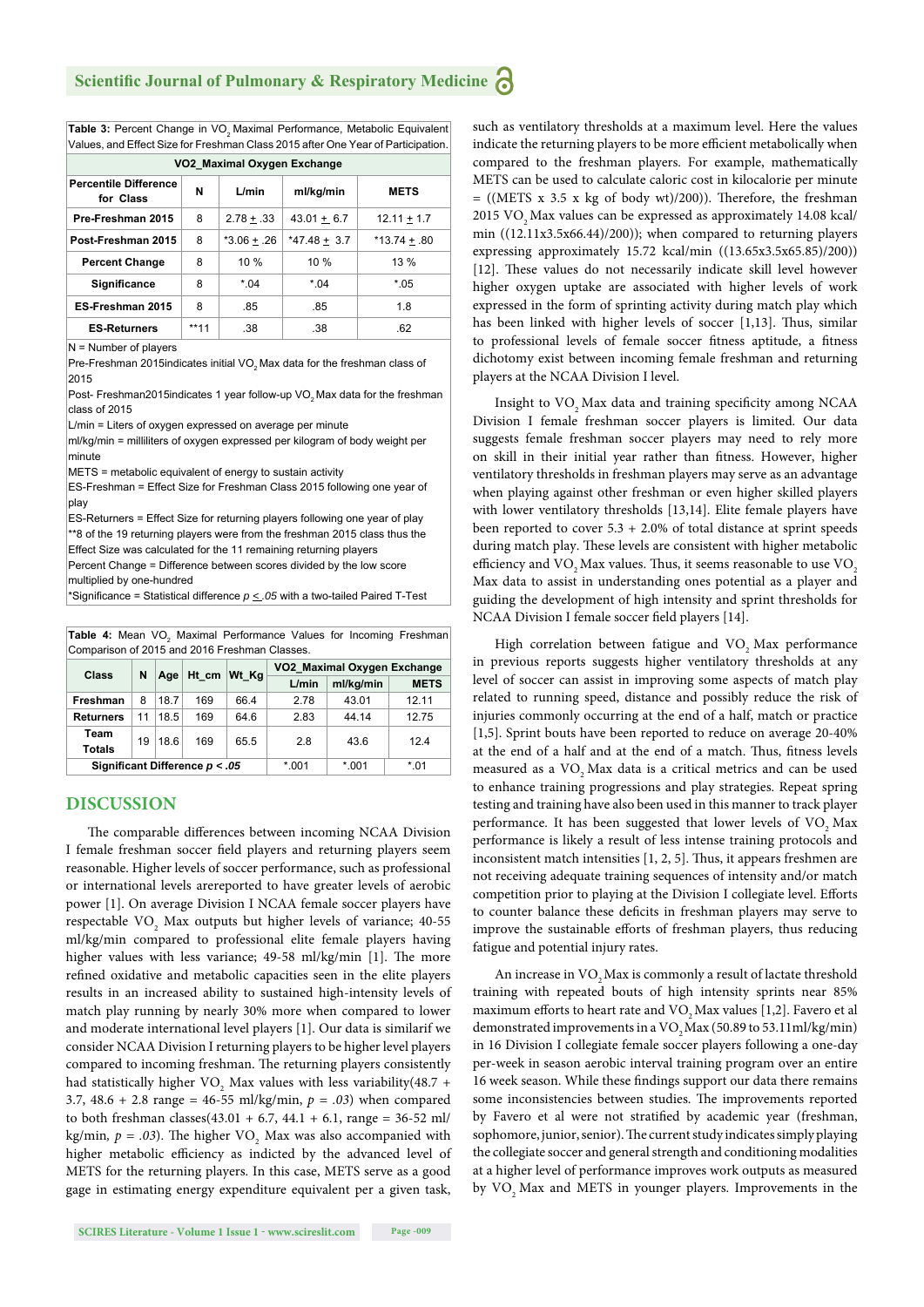**Table 3:** Percent Change in $VO_2$ Maximal Performance, Metabolic Equivalent Values, and Effect Size for Freshman Class 2015 after One Year of Participation.

| | | VO2_Maximal Oxygen Exchange | | |
|---|---|---|---|---|
| **Percentile Difference for Class** | **N** | **L/min** | **ml/kg/min** | **METS** |
| **Pre-Freshman 2015** | 8 | 2.78 $\pm$ .33 | 43.01 $\pm$ 6.7 | 12.11 $\pm$ 1.7 |
| **Post-Freshman 2015** | 8 | *3.06 $\pm$ .26 | *47.48 $\pm$ 3.7 | *13.74 $\pm$ .80 |
| **Percent Change** | 8 | 10 % | 10 % | 13 % |
| **Significance** | 8 | *.04 | *.04 | *.05 |
| **ES-Freshman 2015** | 8 | .85 | .85 | 1.8 |
| **ES-Returners** | **11 | .38 | .38 | .62 |

N = Number of players
Pre-Freshman 2015indicates initial $VO_2$ Max data for the freshman class of 2015
Post- Freshman2015indicates 1 year follow-up $VO_2$ Max data for the freshman class of 2015
L/min = Liters of oxygen expressed on average per minute
ml/kg/min = milliliters of oxygen expressed per kilogram of body weight per minute
METS = metabolic equivalent of energy to sustain activity
ES-Freshman = Effect Size for Freshman Class 2015 following one year of play
ES-Returners = Effect Size for returning players following one year of play
**8 of the 19 returning players were from the freshman 2015 class thus the Effect Size was calculated for the 11 remaining returning players
Percent Change = Difference between scores divided by the low score multiplied by one-hundred
*Significance = Statistical difference $p \leq .05$ with a two-tailed Paired T-Test

**Table 4:** Mean $VO_2$ Maximal Performance Values for Incoming Freshman Comparison of 2015 and 2016 Freshman Classes.

| Class | N | Age | Ht_cm | Wt_Kg | VO2_Maximal Oxygen Exchange | | |
|---|---|---|---|---|---|---|---|
| | | | | | **L/min** | **ml/kg/min** | **METS** |
| **Freshman** | 8 | 18.7 | 169 | 66.4 | 2.78 | 43.01 | 12.11 |
| **Returners** | 11 | 18.5 | 169 | 64.6 | 2.83 | 44.14 | 12.75 |
| **Team Totals** | 19 | 18.6 | 169 | 65.5 | 2.8 | 43.6 | 12.4 |
| **Significant Difference $p < .05$** | | | | | *.001 | *.001 | *.01 |

## DISCUSSION

The comparable differences between incoming NCAA Division I female freshman soccer field players and returning players seem reasonable. Higher levels of soccer performance, such as professional or international levels arereported to have greater levels of aerobic power [1]. On average Division I NCAA female soccer players have respectable $VO_2$ Max outputs but higher levels of variance; 40-55 ml/kg/min compared to professional elite female players having higher values with less variance; 49-58 ml/kg/min [1]. The more refined oxidative and metabolic capacities seen in the elite players results in an increased ability to sustained high-intensity levels of match play running by nearly 30% more when compared to lower and moderate international level players [1]. Our data is similarif we consider NCAA Division I returning players to be higher level players compared to incoming freshman. The returning players consistently had statistically higher $VO_2$ Max values with less variability(48.7 + 3.7, 48.6 + 2.8 range = 46-55 ml/kg/min, $p = .03$) when compared to both freshman classes(43.01 + 6.7, 44.1 + 6.1, range = 36-52 ml/kg/min, $p = .03$). The higher $VO_2$ Max was also accompanied with higher metabolic efficiency as indicted by the advanced level of METS for the returning players. In this case, METS serve as a good gage in estimating energy expenditure equivalent per a given task, such as ventilatory thresholds at a maximum level. Here the values indicate the returning players to be more efficient metabolically when compared to the freshman players. For example, mathematically METS can be used to calculate caloric cost in kilocalorie per minute = ((METS x 3.5 x kg of body wt)/200)). Therefore, the freshman 2015 $VO_2$ Max values can be expressed as approximately 14.08 kcal/min ((12.11x3.5x66.44)/200)); when compared to returning players expressing approximately 15.72 kcal/min ((13.65x3.5x65.85)/200)) [12]. These values do not necessarily indicate skill level however higher oxygen uptake are associated with higher levels of work expressed in the form of sprinting activity during match play which has been linked with higher levels of soccer [1,13]. Thus, similar to professional levels of female soccer fitness aptitude, a fitness dichotomy exist between incoming female freshman and returning players at the NCAA Division I level.

Insight to $VO_2$ Max data and training specificity among NCAA Division I female freshman soccer players is limited. Our data suggests female freshman soccer players may need to rely more on skill in their initial year rather than fitness. However, higher ventilatory thresholds in freshman players may serve as an advantage when playing against other freshman or even higher skilled players with lower ventilatory thresholds [13,14]. Elite female players have been reported to cover 5.3 + 2.0% of total distance at sprint speeds during match play. These levels are consistent with higher metabolic efficiency and $VO_2$ Max values. Thus, it seems reasonable to use $VO_2$ Max data to assist in understanding ones potential as a player and guiding the development of high intensity and sprint thresholds for NCAA Division I female soccer field players [14].

High correlation between fatigue and $VO_2$ Max performance in previous reports suggests higher ventilatory thresholds at any level of soccer can assist in improving some aspects of match play related to running speed, distance and possibly reduce the risk of injuries commonly occurring at the end of a half, match or practice [1,5]. Sprint bouts have been reported to reduce on average 20-40% at the end of a half and at the end of a match. Thus, fitness levels measured as a $VO_2$ Max data is a critical metrics and can be used to enhance training progressions and play strategies. Repeat spring testing and training have also been used in this manner to track player performance. It has been suggested that lower levels of $VO_2$ Max performance is likely a result of less intense training protocols and inconsistent match intensities [1, 2, 5]. Thus, it appears freshmen are not receiving adequate training sequences of intensity and/or match competition prior to playing at the Division I collegiate level. Efforts to counter balance these deficits in freshman players may serve to improve the sustainable efforts of freshman players, thus reducing fatigue and potential injury rates.

An increase in $VO_2$ Max is commonly a result of lactate threshold training with repeated bouts of high intensity sprints near 85% maximum efforts to heart rate and $VO_2$ Max values [1,2]. Favero et al demonstrated improvements in a $VO_2$ Max (50.89 to 53.11ml/kg/min) in 16 Division I collegiate female soccer players following a one-day per-week in season aerobic interval training program over an entire 16 week season. While these findings support our data there remains some inconsistencies between studies. The improvements reported by Favero et al were not stratified by academic year (freshman, sophomore, junior, senior). The current study indicates simply playing the collegiate soccer and general strength and conditioning modalities at a higher level of performance improves work outputs as measured by $VO_2$ Max and METS in younger players. Improvements in the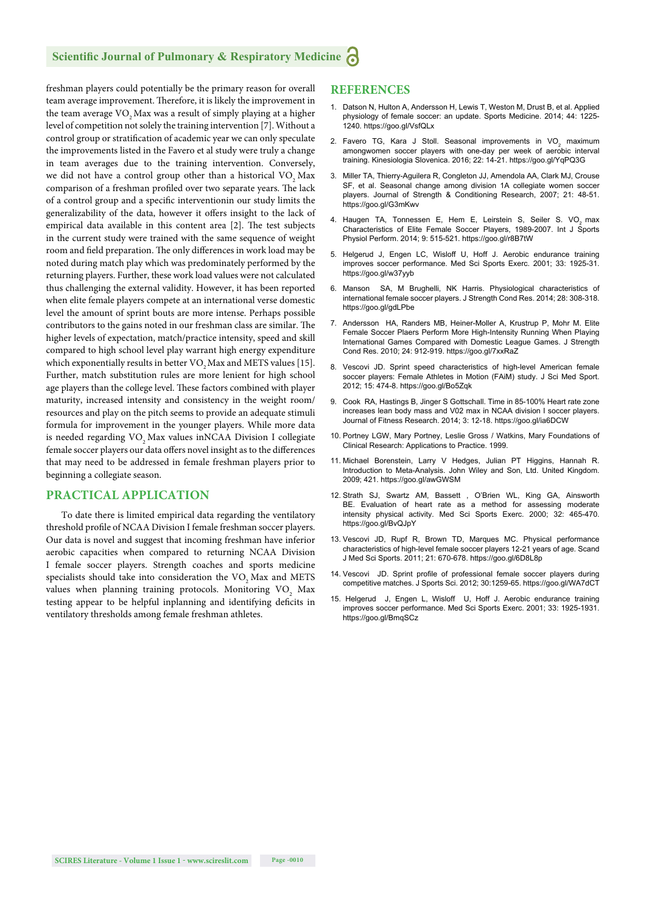freshman players could potentially be the primary reason for overall team average improvement. Therefore, it is likely the improvement in the team average $VO_2$ Max was a result of simply playing at a higher level of competition not solely the training intervention [7]. Without a control group or stratification of academic year we can only speculate the improvements listed in the Favero et al study were truly a change in team averages due to the training intervention. Conversely, we did not have a control group other than a historical $VO_2$ Max comparison of a freshman profiled over two separate years. The lack of a control group and a specific interventionin our study limits the generalizability of the data, however it offers insight to the lack of empirical data available in this content area [2]. The test subjects in the current study were trained with the same sequence of weight room and field preparation. The only differences in work load may be noted during match play which was predominately performed by the returning players. Further, these work load values were not calculated thus challenging the external validity. However, it has been reported when elite female players compete at an international verse domestic level the amount of sprint bouts are more intense. Perhaps possible contributors to the gains noted in our freshman class are similar. The higher levels of expectation, match/practice intensity, speed and skill compared to high school level play warrant high energy expenditure which exponentially results in better $VO_2$ Max and METS values [15]. Further, match substitution rules are more lenient for high school age players than the college level. These factors combined with player maturity, increased intensity and consistency in the weight room/resources and play on the pitch seems to provide an adequate stimuli formula for improvement in the younger players. While more data is needed regarding $VO_2$ Max values inNCAA Division I collegiate female soccer players our data offers novel insight as to the differences that may need to be addressed in female freshman players prior to beginning a collegiate season.

## PRACTICAL APPLICATION

To date there is limited empirical data regarding the ventilatory threshold profile of NCAA Division I female freshman soccer players. Our data is novel and suggest that incoming freshman have inferior aerobic capacities when compared to returning NCAA Division I female soccer players. Strength coaches and sports medicine specialists should take into consideration the $VO_2$ Max and METS values when planning training protocols. Monitoring $VO_2$ Max testing appear to be helpful inplanning and identifying deficits in ventilatory thresholds among female freshman athletes.

## REFERENCES

1. Datson N, Hulton A, Andersson H, Lewis T, Weston M, Drust B, et al. Applied physiology of female soccer: an update. Sports Medicine. 2014; 44: 1225-1240. https://goo.gl/VsfQLx
2. Favero TG, Kara J Stoll. Seasonal improvements in $VO_2$ maximum amongwomen soccer players with one-day per week of aerobic interval training. Kinesiologia Slovenica. 2016; 22: 14-21. https://goo.gl/YqPQ3G
3. Miller TA, Thierry-Aguilera R, Congleton JJ, Amendola AA, Clark MJ, Crouse SF, et al. Seasonal change among division 1A collegiate women soccer players. Journal of Strength & Conditioning Research, 2007; 21: 48-51. https://goo.gl/G3mKwv
4. Haugen TA, Tonnessen E, Hem E, Leirstein S, Seiler S. $VO_2$ max Characteristics of Elite Female Soccer Players, 1989-2007. Int J Sports Physiol Perform. 2014; 9: 515-521. https://goo.gl/r8B7tW
5. Helgerud J, Engen LC, Wisloff U, Hoff J. Aerobic endurance training improves soccer performance. Med Sci Sports Exerc. 2001; 33: 1925-31. https://goo.gl/w37yyb
6. Manson SA, M Brughelli, NK Harris. Physiological characteristics of international female soccer players. J Strength Cond Res. 2014; 28: 308-318. https://goo.gl/gdLPbe
7. Andersson HA, Randers MB, Heiner-Moller A, Krustrup P, Mohr M. Elite Female Soccer Plaers Perform More High-Intensity Running When Playing International Games Compared with Domestic League Games. J Strength Cond Res. 2010; 24: 912-919. https://goo.gl/7xxRaZ
8. Vescovi JD. Sprint speed characteristics of high-level American female soccer players: Female Athletes in Motion (FAiM) study. J Sci Med Sport. 2012; 15: 474-8. https://goo.gl/Bo5Zqk
9. Cook RA, Hastings B, Jinger S Gottschall. Time in 85-100% Heart rate zone increases lean body mass and V02 max in NCAA division I soccer players. Journal of Fitness Research. 2014; 3: 12-18. https://goo.gl/ia6DCW
10. Portney LGW, Mary Portney, Leslie Gross / Watkins, Mary Foundations of Clinical Research: Applications to Practice. 1999.
11. Michael Borenstein, Larry V Hedges, Julian PT Higgins, Hannah R. Introduction to Meta-Analysis. John Wiley and Son, Ltd. United Kingdom. 2009; 421. https://goo.gl/awGWSM
12. Strath SJ, Swartz AM, Bassett , O'Brien WL, King GA, Ainsworth BE. Evaluation of heart rate as a method for assessing moderate intensity physical activity. Med Sci Sports Exerc. 2000; 32: 465-470. https://goo.gl/BvQJpY
13. Vescovi JD, Rupf R, Brown TD, Marques MC. Physical performance characteristics of high-level female soccer players 12-21 years of age. Scand J Med Sci Sports. 2011; 21: 670-678. https://goo.gl/6D8L8p
14. Vescovi JD. Sprint profile of professional female soccer players during competitive matches. J Sports Sci. 2012; 30:1259-65. https://goo.gl/WA7dCT
15. Helgerud J, Engen L, Wisloff U, Hoff J. Aerobic endurance training improves soccer performance. Med Sci Sports Exerc. 2001; 33: 1925-1931. https://goo.gl/BmqSCz